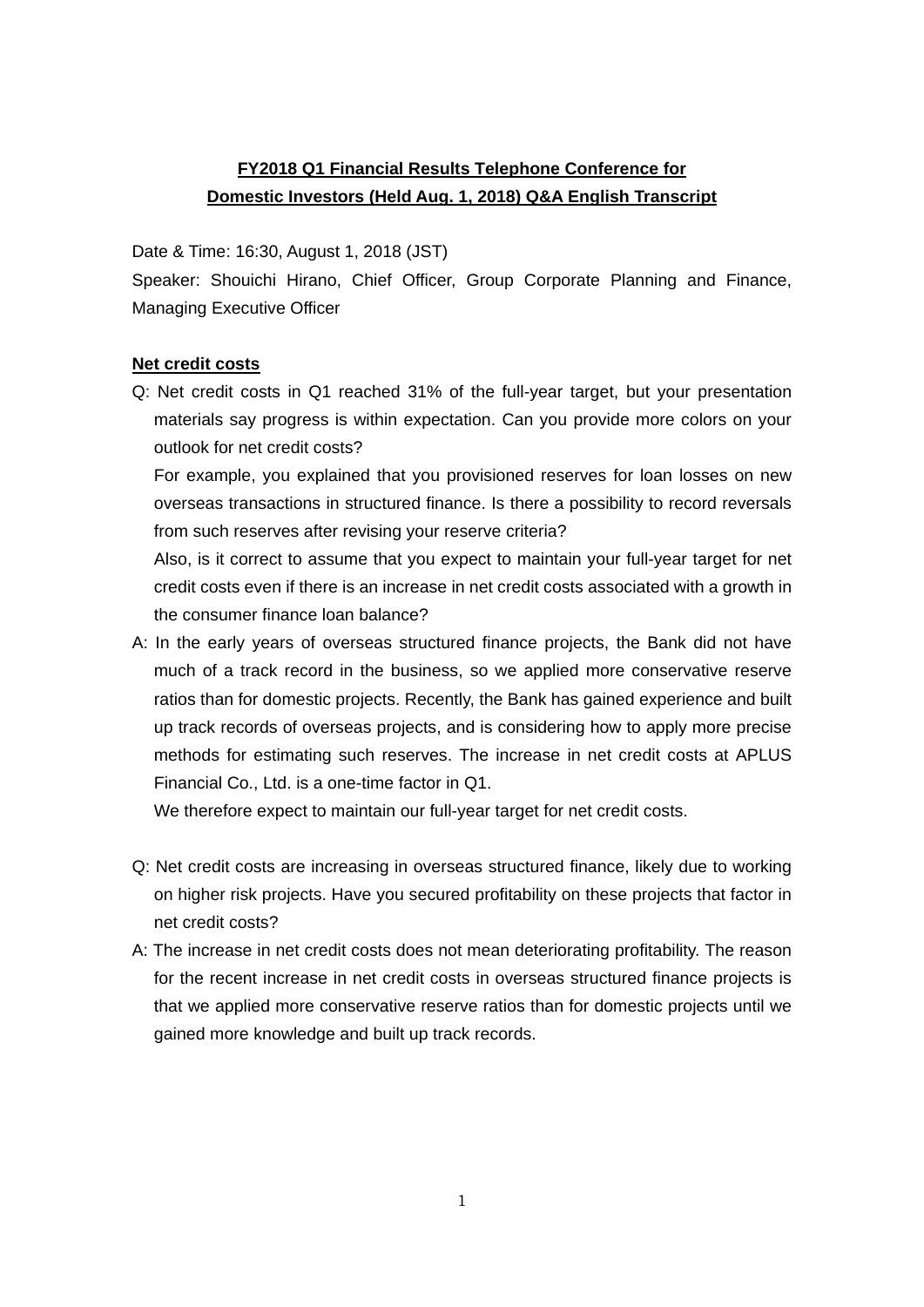**FY2018 Q1 Financial Results Telephone Conference for Domestic Investors (Held Aug. 1, 2018) Q&A English Transcript**

Date & Time: 16:30, August 1, 2018 (JST)

Speaker: Shouichi Hirano, Chief Officer, Group Corporate Planning and Finance, Managing Executive Officer

**Net credit costs**

Q: Net credit costs in Q1 reached 31% of the full-year target, but your presentation materials say progress is within expectation. Can you provide more colors on your outlook for net credit costs?

For example, you explained that you provisioned reserves for loan losses on new overseas transactions in structured finance. Is there a possibility to record reversals from such reserves after revising your reserve criteria?

Also, is it correct to assume that you expect to maintain your full-year target for net credit costs even if there is an increase in net credit costs associated with a growth in the consumer finance loan balance?

A: In the early years of overseas structured finance projects, the Bank did not have much of a track record in the business, so we applied more conservative reserve ratios than for domestic projects. Recently, the Bank has gained experience and built up track records of overseas projects, and is considering how to apply more precise methods for estimating such reserves. The increase in net credit costs at APLUS Financial Co., Ltd. is a one-time factor in Q1.

We therefore expect to maintain our full-year target for net credit costs.

Q: Net credit costs are increasing in overseas structured finance, likely due to working on higher risk projects. Have you secured profitability on these projects that factor in net credit costs?

A: The increase in net credit costs does not mean deteriorating profitability. The reason for the recent increase in net credit costs in overseas structured finance projects is that we applied more conservative reserve ratios than for domestic projects until we gained more knowledge and built up track records.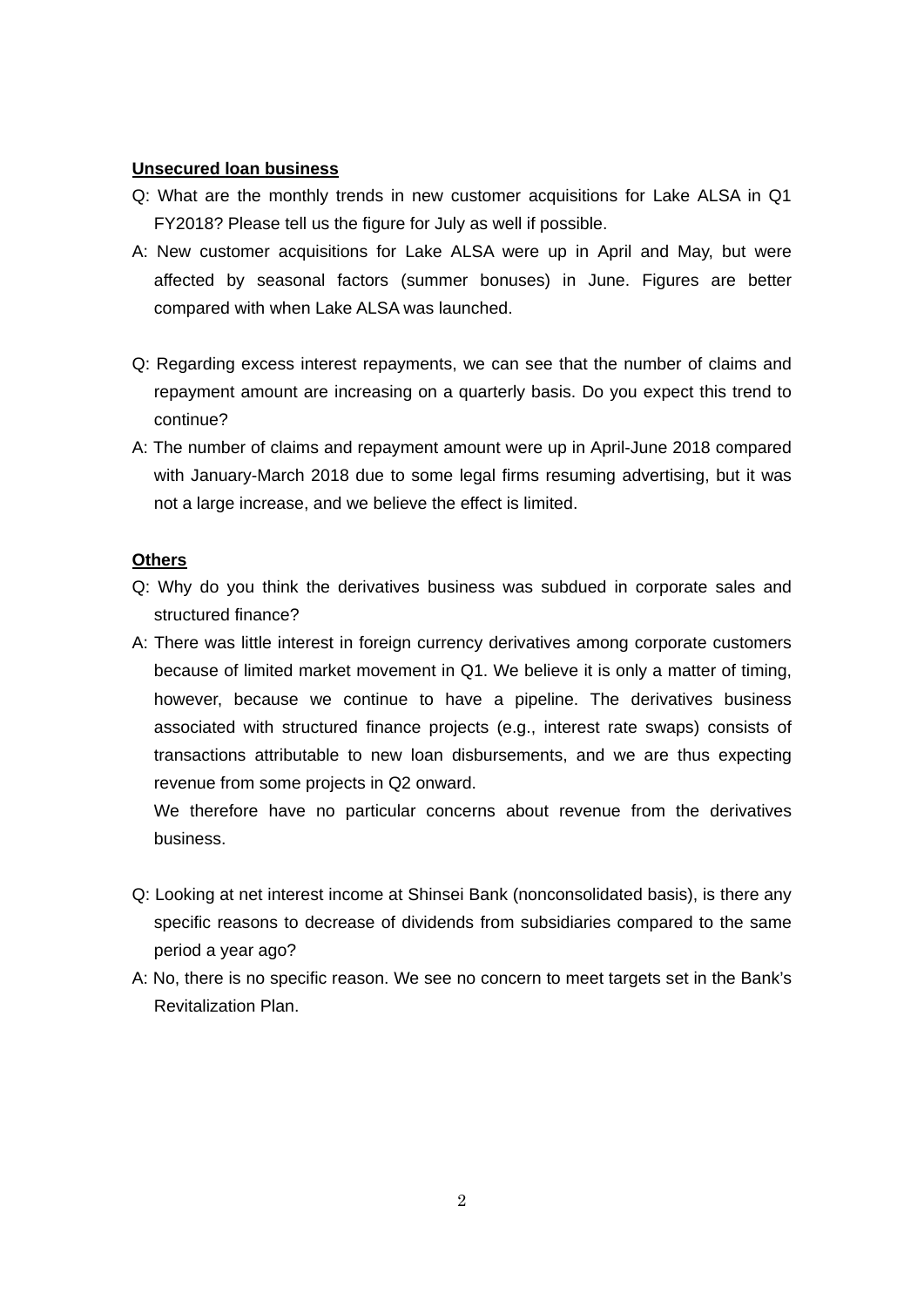**Unsecured loan business**

Q: What are the monthly trends in new customer acquisitions for Lake ALSA in Q1 FY2018? Please tell us the figure for July as well if possible.

A: New customer acquisitions for Lake ALSA were up in April and May, but were affected by seasonal factors (summer bonuses) in June. Figures are better compared with when Lake ALSA was launched.

Q: Regarding excess interest repayments, we can see that the number of claims and repayment amount are increasing on a quarterly basis. Do you expect this trend to continue?

A: The number of claims and repayment amount were up in April-June 2018 compared with January-March 2018 due to some legal firms resuming advertising, but it was not a large increase, and we believe the effect is limited.

**Others**

Q: Why do you think the derivatives business was subdued in corporate sales and structured finance?

A: There was little interest in foreign currency derivatives among corporate customers because of limited market movement in Q1. We believe it is only a matter of timing, however, because we continue to have a pipeline. The derivatives business associated with structured finance projects (e.g., interest rate swaps) consists of transactions attributable to new loan disbursements, and we are thus expecting revenue from some projects in Q2 onward.

We therefore have no particular concerns about revenue from the derivatives business.

Q: Looking at net interest income at Shinsei Bank (nonconsolidated basis), is there any specific reasons to decrease of dividends from subsidiaries compared to the same period a year ago?

A: No, there is no specific reason. We see no concern to meet targets set in the Bank's Revitalization Plan.